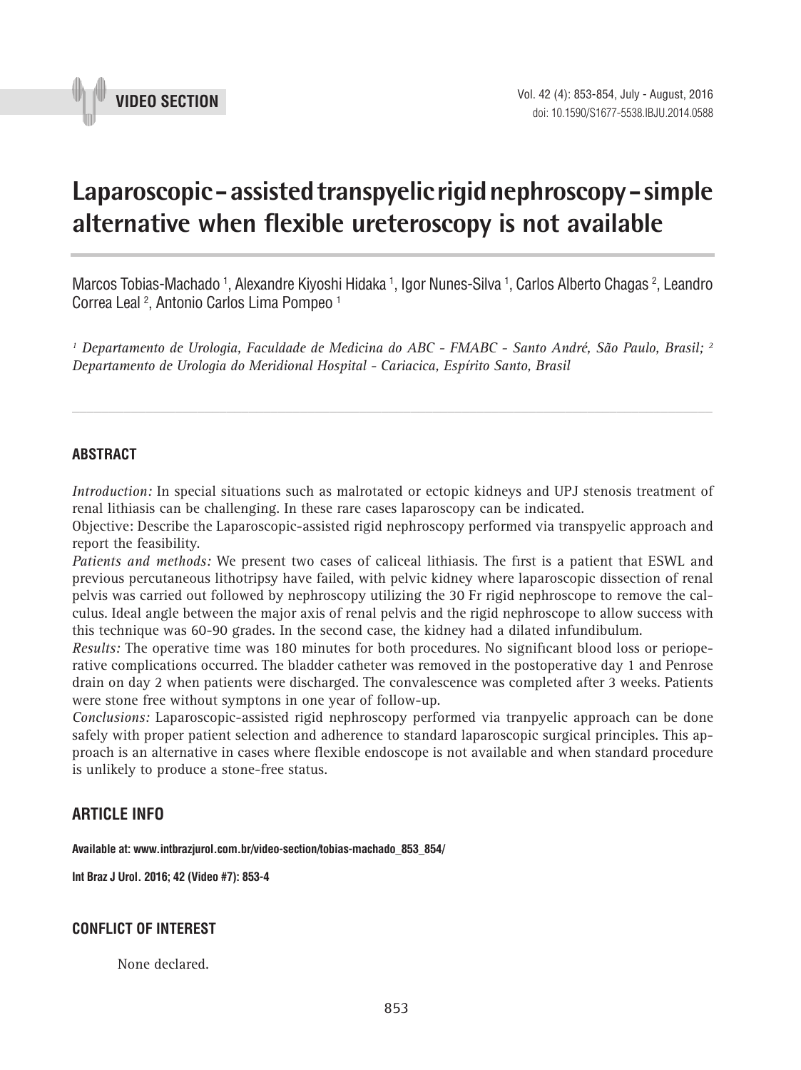**VIDEO SECTION**

# Laparoscopic - assisted transpyelic rigid nephroscopy - simple alternative when flexible ureteroscopy is not available

Marcos Tobias-Machado [1], Alexandre Kiyoshi Hidaka [1], Igor Nunes-Silva [1], Carlos Alberto Chagas [2], Leandro Correa Leal [2], Antonio Carlos Lima Pompeo [1]

*[1] Departamento de Urologia, Faculdade de Medicina do ABC - FMABC - Santo André, São Paulo, Brasil; [2] Departamento de Urologia do Meridional Hospital - Cariacica, Espírito Santo, Brasil*

## ABSTRACT

*Introduction:* In special situations such as malrotated or ectopic kidneys and UPJ stenosis treatment of renal lithiasis can be challenging. In these rare cases laparoscopy can be indicated.

Objective: Describe the Laparoscopic-assisted rigid nephroscopy performed via transpyelic approach and report the feasibility.

*Patients and methods:* We present two cases of caliceal lithiasis. The first is a patient that ESWL and previous percutaneous lithotripsy have failed, with pelvic kidney where laparoscopic dissection of renal pelvis was carried out followed by nephroscopy utilizing the 30 Fr rigid nephroscope to remove the calculus. Ideal angle between the major axis of renal pelvis and the rigid nephroscope to allow success with this technique was 60-90 grades. In the second case, the kidney had a dilated infundibulum.

*Results:* The operative time was 180 minutes for both procedures. No significant blood loss or perioperative complications occurred. The bladder catheter was removed in the postoperative day 1 and Penrose drain on day 2 when patients were discharged. The convalescence was completed after 3 weeks. Patients were stone free without symptons in one year of follow-up.

*Conclusions:* Laparoscopic-assisted rigid nephroscopy performed via tranpyelic approach can be done safely with proper patient selection and adherence to standard laparoscopic surgical principles. This approach is an alternative in cases where flexible endoscope is not available and when standard procedure is unlikely to produce a stone-free status.

## ARTICLE INFO

**Available at: www.intbrazjurol.com.br/video-section/tobias-machado_853_854/**

**Int Braz J Urol. 2016; 42 (Video #7): 853-4**

## CONFLICT OF INTEREST

None declared.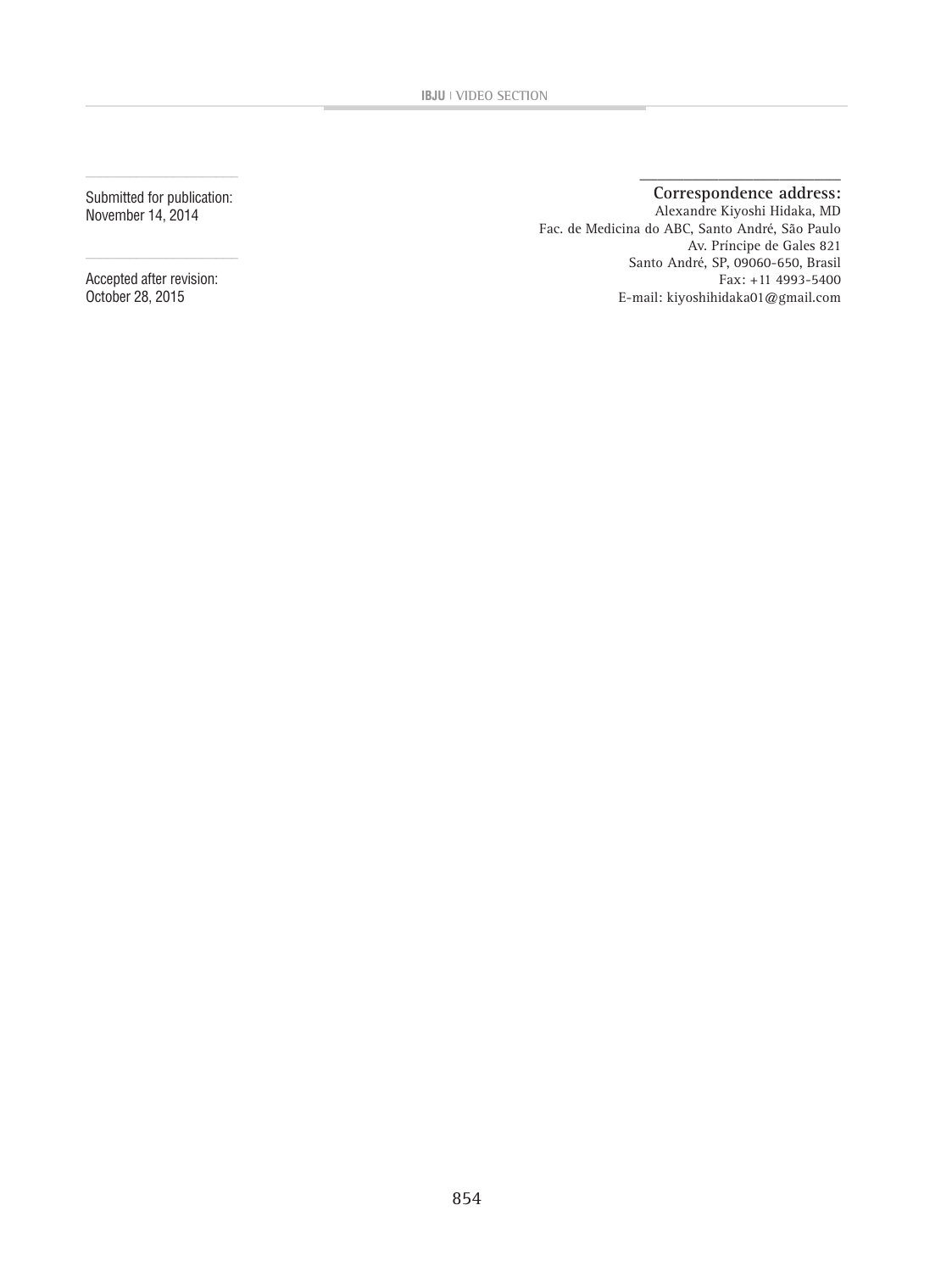Submitted for publication:
November 14, 2014

Accepted after revision:
October 28, 2015

**Correspondence address:**
Alexandre Kiyoshi Hidaka, MD
Fac. de Medicina do ABC, Santo André, São Paulo
Av. Príncipe de Gales 821
Santo André, SP, 09060-650, Brasil
Fax: +11 4993-5400
E-mail: kiyoshihidaka01@gmail.com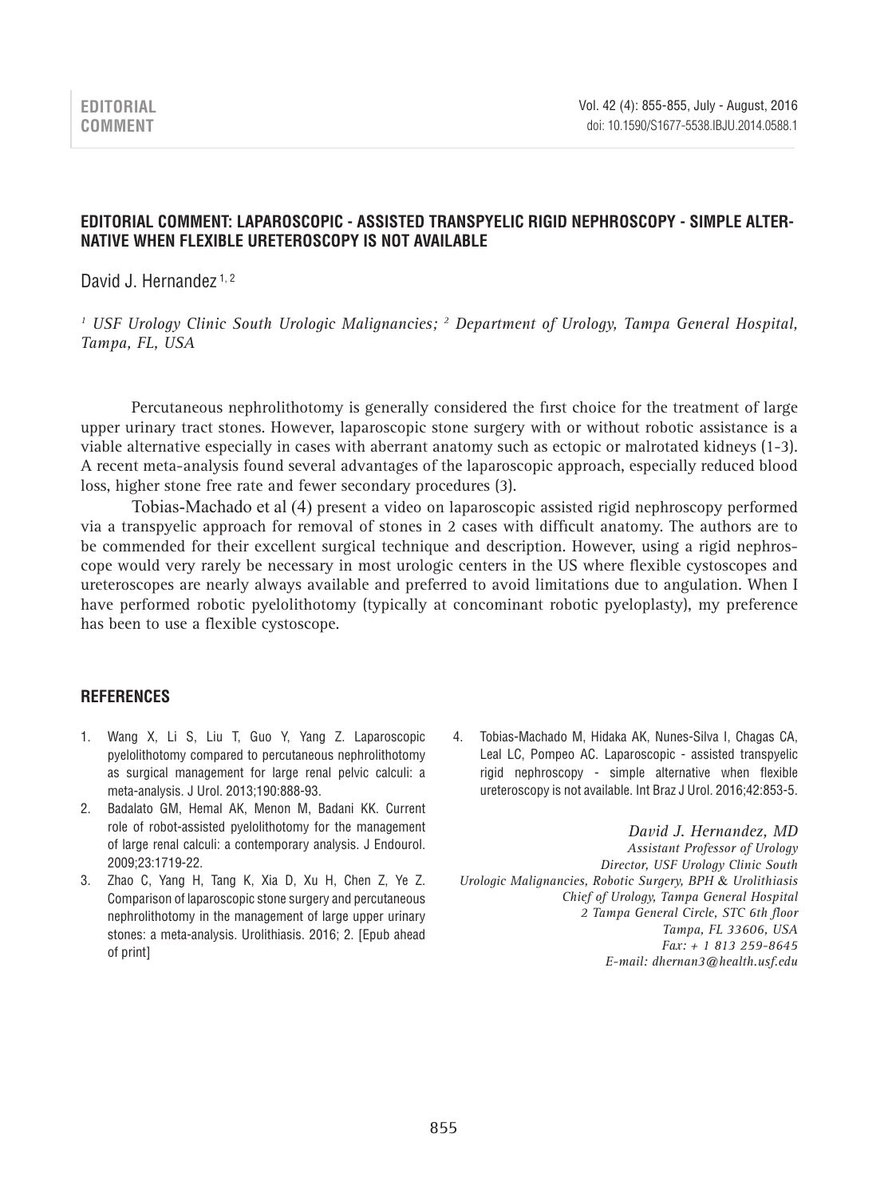**EDITORIAL COMMENT**

# EDITORIAL COMMENT: LAPAROSCOPIC - ASSISTED TRANSPYELIC RIGID NEPHROSCOPY - SIMPLE ALTERNATIVE WHEN FLEXIBLE URETEROSCOPY IS NOT AVAILABLE

David J. Hernandez [1, 2]

*[1] USF Urology Clinic South Urologic Malignancies; [2] Department of Urology, Tampa General Hospital, Tampa, FL, USA*

Percutaneous nephrolithotomy is generally considered the first choice for the treatment of large upper urinary tract stones. However, laparoscopic stone surgery with or without robotic assistance is a viable alternative especially in cases with aberrant anatomy such as ectopic or malrotated kidneys (1-3). A recent meta-analysis found several advantages of the laparoscopic approach, especially reduced blood loss, higher stone free rate and fewer secondary procedures (3).

Tobias-Machado et al (4) present a video on laparoscopic assisted rigid nephroscopy performed via a transpyelic approach for removal of stones in 2 cases with difficult anatomy. The authors are to be commended for their excellent surgical technique and description. However, using a rigid nephroscope would very rarely be necessary in most urologic centers in the US where flexible cystoscopes and ureteroscopes are nearly always available and preferred to avoid limitations due to angulation. When I have performed robotic pyelolithotomy (typically at concominant robotic pyeloplasty), my preference has been to use a flexible cystoscope.

## REFERENCES

1. Wang X, Li S, Liu T, Guo Y, Yang Z. Laparoscopic pyelolithotomy compared to percutaneous nephrolithotomy as surgical management for large renal pelvic calculi: a meta-analysis. J Urol. 2013;190:888-93.
2. Badalato GM, Hemal AK, Menon M, Badani KK. Current role of robot-assisted pyelolithotomy for the management of large renal calculi: a contemporary analysis. J Endourol. 2009;23:1719-22.
3. Zhao C, Yang H, Tang K, Xia D, Xu H, Chen Z, Ye Z. Comparison of laparoscopic stone surgery and percutaneous nephrolithotomy in the management of large upper urinary stones: a meta-analysis. Urolithiasis. 2016; 2. [Epub ahead of print]
4. Tobias-Machado M, Hidaka AK, Nunes-Silva I, Chagas CA, Leal LC, Pompeo AC. Laparoscopic - assisted transpyelic rigid nephroscopy - simple alternative when flexible ureteroscopy is not available. Int Braz J Urol. 2016;42:853-5.

*David J. Hernandez, MD*
*Assistant Professor of Urology*
*Director, USF Urology Clinic South*
*Urologic Malignancies, Robotic Surgery, BPH & Urolithiasis*
*Chief of Urology, Tampa General Hospital*
*2 Tampa General Circle, STC 6th floor*
*Tampa, FL 33606, USA*
*Fax: + 1 813 259-8645*
*E-mail: dhernan3@health.usf.edu*